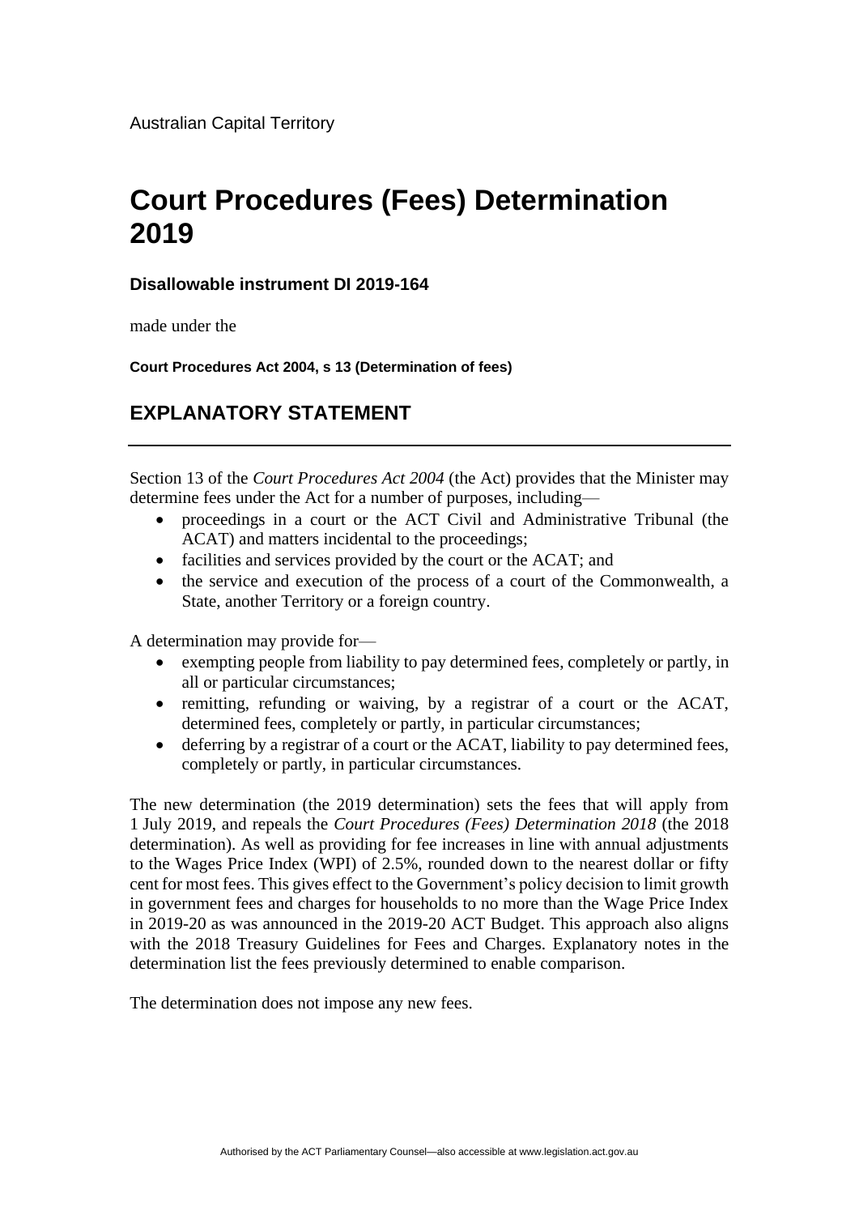Australian Capital Territory

# Court Procedures (Fees) Determination 2019

### Disallowable instrument DI 2019-164

made under the

**Court Procedures Act 2004, s 13 (Determination of fees)**

## EXPLANATORY STATEMENT

---

Section 13 of the *Court Procedures Act 2004* (the Act) provides that the Minister may determine fees under the Act for a number of purposes, including—

- proceedings in a court or the ACT Civil and Administrative Tribunal (the ACAT) and matters incidental to the proceedings;
- facilities and services provided by the court or the ACAT; and
- the service and execution of the process of a court of the Commonwealth, a State, another Territory or a foreign country.

A determination may provide for—

- exempting people from liability to pay determined fees, completely or partly, in all or particular circumstances;
- remitting, refunding or waiving, by a registrar of a court or the ACAT, determined fees, completely or partly, in particular circumstances;
- deferring by a registrar of a court or the ACAT, liability to pay determined fees, completely or partly, in particular circumstances.

The new determination (the 2019 determination) sets the fees that will apply from 1 July 2019, and repeals the *Court Procedures (Fees) Determination 2018* (the 2018 determination). As well as providing for fee increases in line with annual adjustments to the Wages Price Index (WPI) of 2.5%, rounded down to the nearest dollar or fifty cent for most fees. This gives effect to the Government's policy decision to limit growth in government fees and charges for households to no more than the Wage Price Index in 2019-20 as was announced in the 2019-20 ACT Budget. This approach also aligns with the 2018 Treasury Guidelines for Fees and Charges. Explanatory notes in the determination list the fees previously determined to enable comparison.

The determination does not impose any new fees.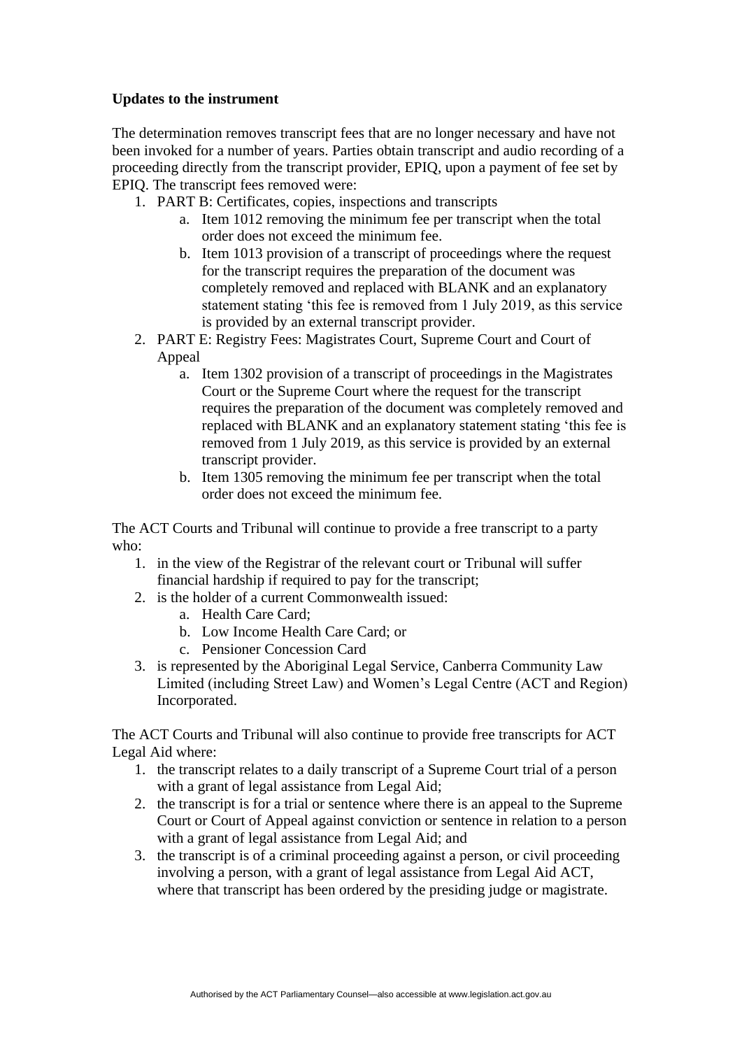**Updates to the instrument**

The determination removes transcript fees that are no longer necessary and have not been invoked for a number of years. Parties obtain transcript and audio recording of a proceeding directly from the transcript provider, EPIQ, upon a payment of fee set by EPIQ. The transcript fees removed were:

1. PART B: Certificates, copies, inspections and transcripts
    a. Item 1012 removing the minimum fee per transcript when the total order does not exceed the minimum fee.
    b. Item 1013 provision of a transcript of proceedings where the request for the transcript requires the preparation of the document was completely removed and replaced with BLANK and an explanatory statement stating 'this fee is removed from 1 July 2019, as this service is provided by an external transcript provider.
2. PART E: Registry Fees: Magistrates Court, Supreme Court and Court of Appeal
    a. Item 1302 provision of a transcript of proceedings in the Magistrates Court or the Supreme Court where the request for the transcript requires the preparation of the document was completely removed and replaced with BLANK and an explanatory statement stating 'this fee is removed from 1 July 2019, as this service is provided by an external transcript provider.
    b. Item 1305 removing the minimum fee per transcript when the total order does not exceed the minimum fee.

The ACT Courts and Tribunal will continue to provide a free transcript to a party who:

1. in the view of the Registrar of the relevant court or Tribunal will suffer financial hardship if required to pay for the transcript;
2. is the holder of a current Commonwealth issued:
    a. Health Care Card;
    b. Low Income Health Care Card; or
    c. Pensioner Concession Card
3. is represented by the Aboriginal Legal Service, Canberra Community Law Limited (including Street Law) and Women's Legal Centre (ACT and Region) Incorporated.

The ACT Courts and Tribunal will also continue to provide free transcripts for ACT Legal Aid where:

1. the transcript relates to a daily transcript of a Supreme Court trial of a person with a grant of legal assistance from Legal Aid;
2. the transcript is for a trial or sentence where there is an appeal to the Supreme Court or Court of Appeal against conviction or sentence in relation to a person with a grant of legal assistance from Legal Aid; and
3. the transcript is of a criminal proceeding against a person, or civil proceeding involving a person, with a grant of legal assistance from Legal Aid ACT, where that transcript has been ordered by the presiding judge or magistrate.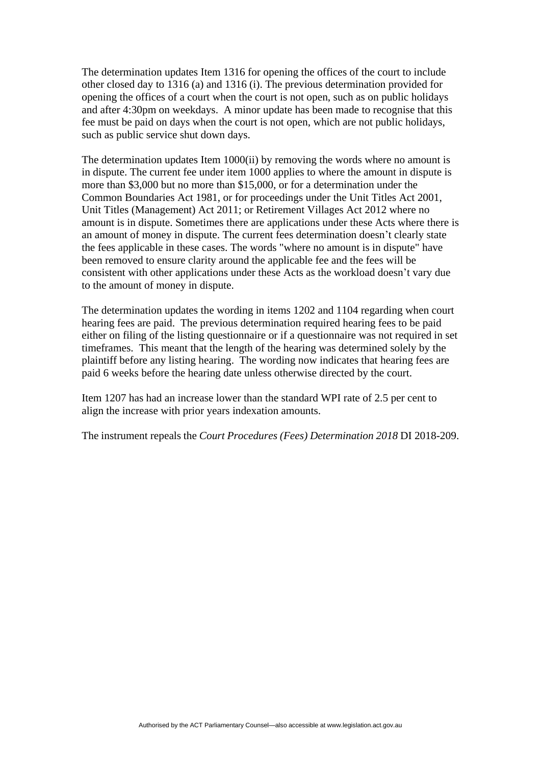The determination updates Item 1316 for opening the offices of the court to include other closed day to 1316 (a) and 1316 (i). The previous determination provided for opening the offices of a court when the court is not open, such as on public holidays and after 4:30pm on weekdays. A minor update has been made to recognise that this fee must be paid on days when the court is not open, which are not public holidays, such as public service shut down days.

The determination updates Item 1000(ii) by removing the words where no amount is in dispute. The current fee under item 1000 applies to where the amount in dispute is more than $3,000 but no more than $15,000, or for a determination under the Common Boundaries Act 1981, or for proceedings under the Unit Titles Act 2001, Unit Titles (Management) Act 2011; or Retirement Villages Act 2012 where no amount is in dispute. Sometimes there are applications under these Acts where there is an amount of money in dispute. The current fees determination doesn't clearly state the fees applicable in these cases. The words "where no amount is in dispute" have been removed to ensure clarity around the applicable fee and the fees will be consistent with other applications under these Acts as the workload doesn't vary due to the amount of money in dispute.

The determination updates the wording in items 1202 and 1104 regarding when court hearing fees are paid. The previous determination required hearing fees to be paid either on filing of the listing questionnaire or if a questionnaire was not required in set timeframes. This meant that the length of the hearing was determined solely by the plaintiff before any listing hearing. The wording now indicates that hearing fees are paid 6 weeks before the hearing date unless otherwise directed by the court.

Item 1207 has had an increase lower than the standard WPI rate of 2.5 per cent to align the increase with prior years indexation amounts.

The instrument repeals the *Court Procedures (Fees) Determination 2018* DI 2018-209.